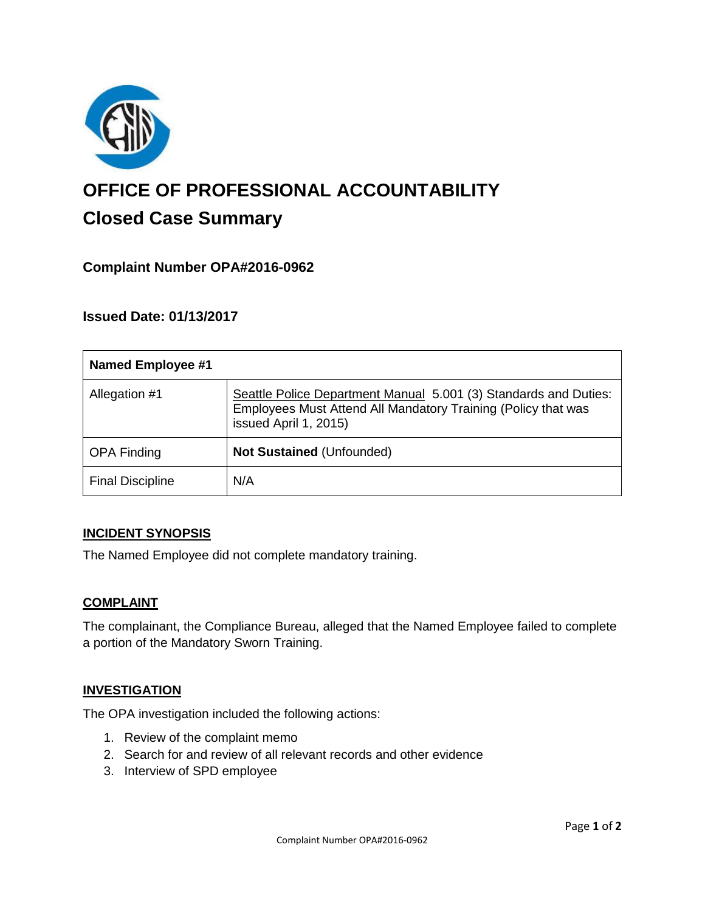# OFFICE OF PROFESSIONAL ACCOUNTABILITY

## Closed Case Summary

### Complaint Number OPA#2016-0962

### Issued Date: 01/13/2017

| **Named Employee #1** | |
|---|---|
| Allegation #1 | Seattle Police Department Manual 5.001 (3) Standards and Duties: Employees Must Attend All Mandatory Training (Policy that was issued April 1, 2015) |
| OPA Finding | **Not Sustained** (Unfounded) |
| Final Discipline | N/A |

**INCIDENT SYNOPSIS**

The Named Employee did not complete mandatory training.

**COMPLAINT**

The complainant, the Compliance Bureau, alleged that the Named Employee failed to complete a portion of the Mandatory Sworn Training.

**INVESTIGATION**

The OPA investigation included the following actions:

1. Review of the complaint memo
2. Search for and review of all relevant records and other evidence
3. Interview of SPD employee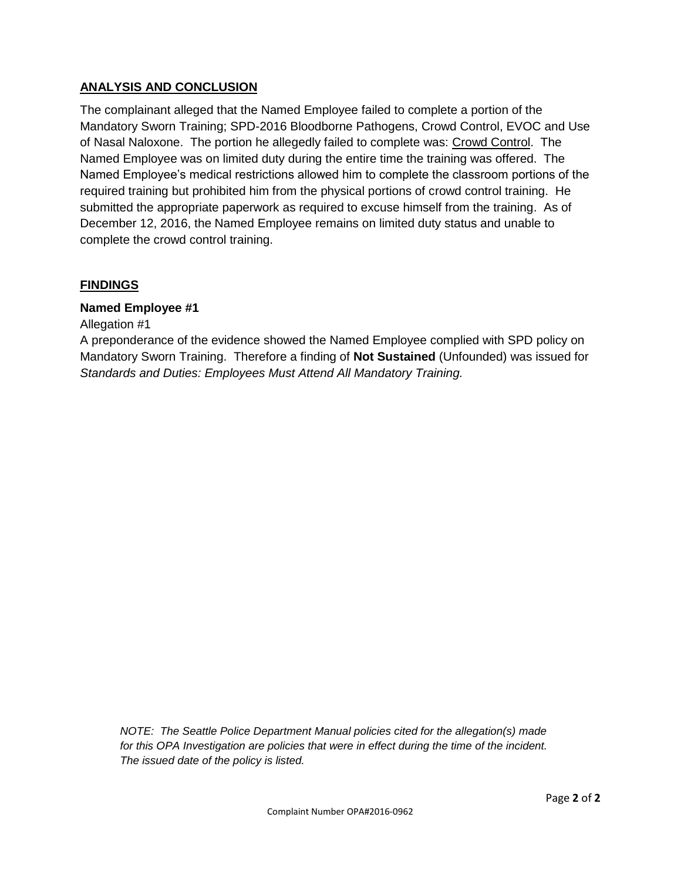## ANALYSIS AND CONCLUSION

The complainant alleged that the Named Employee failed to complete a portion of the Mandatory Sworn Training; SPD-2016 Bloodborne Pathogens, Crowd Control, EVOC and Use of Nasal Naloxone. The portion he allegedly failed to complete was: Crowd Control. The Named Employee was on limited duty during the entire time the training was offered. The Named Employee's medical restrictions allowed him to complete the classroom portions of the required training but prohibited him from the physical portions of crowd control training. He submitted the appropriate paperwork as required to excuse himself from the training. As of December 12, 2016, the Named Employee remains on limited duty status and unable to complete the crowd control training.

## FINDINGS

### Named Employee #1

Allegation #1

A preponderance of the evidence showed the Named Employee complied with SPD policy on Mandatory Sworn Training. Therefore a finding of **Not Sustained** (Unfounded) was issued for *Standards and Duties: Employees Must Attend All Mandatory Training.*

*NOTE: The Seattle Police Department Manual policies cited for the allegation(s) made for this OPA Investigation are policies that were in effect during the time of the incident. The issued date of the policy is listed.*

Complaint Number OPA#2016-0962